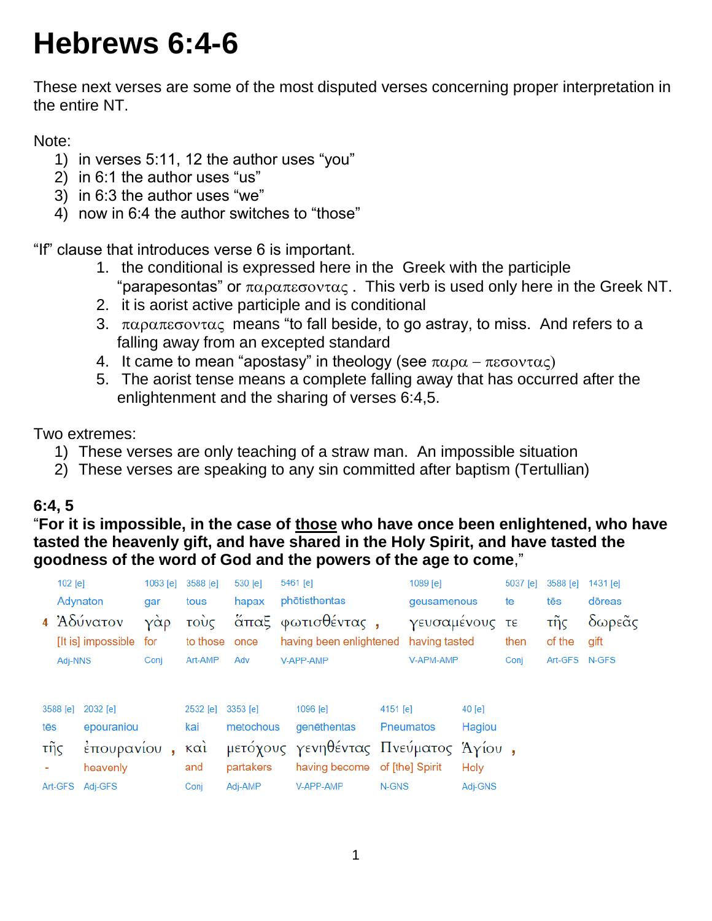# Hebrews 6:4-6

These next verses are some of the most disputed verses concerning proper interpretation in the entire NT.

Note:

1) in verses 5:11, 12 the author uses “you”
2) in 6:1 the author uses “us”
3) in 6:3 the author uses “we”
4) now in 6:4 the author switches to “those”

“If” clause that introduces verse 6 is important.

1. the conditional is expressed here in the Greek with the participle “parapesontas” or παραπεσοντας . This verb is used only here in the Greek NT.
2. it is aorist active participle and is conditional
3. παραπεσοντας means “to fall beside, to go astray, to miss. And refers to a falling away from an excepted standard
4. It came to mean “apostasy” in theology (see παρα – πεσοντας)
5. The aorist tense means a complete falling away that has occurred after the enlightenment and the sharing of verses 6:4,5.

Two extremes:

1) These verses are only teaching of a straw man. An impossible situation
2) These verses are speaking to any sin committed after baptism (Tertullian)

**6:4, 5**

**“For it is impossible, in the case of <u>those</u> who have once been enlightened, who have tasted the heavenly gift, and have shared in the Holy Spirit, and have tasted the goodness of the word of God and the powers of the age to come,”**

| 102 [e] | 1063 [e] | 3588 [e] | 530 [e] | 5461 [e] | 1089 [e] | 5037 [e] | 3588 [e] | 1431 [e] |
|---|---|---|---|---|---|---|---|---|
| Adynaton | gar | tous | hapax | phōtisthentas | geusamenous | te | tēs | dōreas |
| 4 Ἀδύνατον | γὰρ | τοὺς | ἅπαξ | φωτισθέντας , | γευσαμένους | τε | τῆς | δωρεᾶς |
| [It is] impossible | for | to those | once | having been enlightened | having tasted | then | of the | gift |
| Adj-NNS | Conj | Art-AMP | Adv | V-APP-AMP | V-APM-AMP | Conj | Art-GFS | N-GFS |

| 3588 [e] | 2032 [e] | 2532 [e] | 3353 [e] | 1096 [e] | 4151 [e] | 40 [e] |
|---|---|---|---|---|---|---|
| tēs | epouraniou | kai | metochous | genēthentas | Pneumatos | Hagiou |
| τῆς | ἐπουρανίου , | καὶ | μετόχους | γενηθέντας | Πνεύματος | Ἁγίου , |
| - | heavenly | and | partakers | having become | of [the] Spirit | Holy |
| Art-GFS | Adj-GFS | Conj | Adj-AMP | V-APP-AMP | N-GNS | Adj-GNS |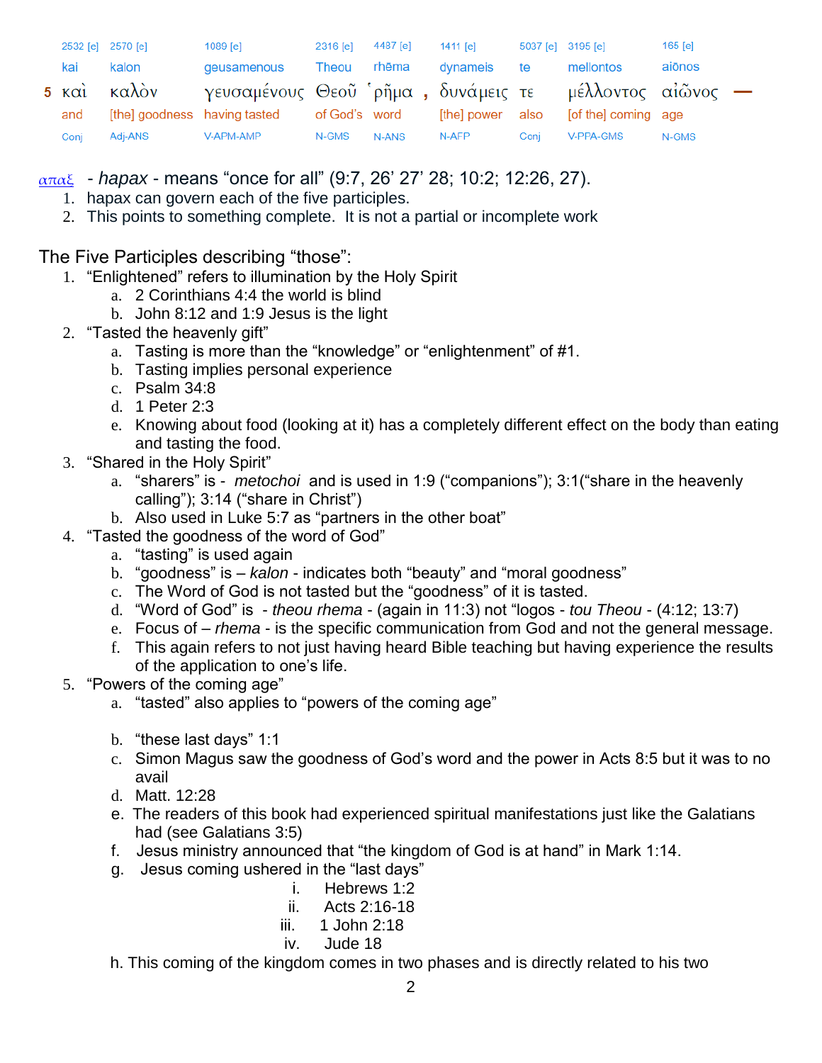| | 2532 [e] | 2570 [e] | 1089 [e] | 2316 [e] | 4487 [e] | | 1411 [e] | 5037 [e] | 3195 [e] | 165 [e] | |
|---|---|---|---|---|---|---|---|---|---|---|---|
| | kai | kalon | geusamenous | Theou | rhēma | | dynameis | te | mellontos | aiōnos | |
| 5 | καὶ | καλὸν | γευσαμένους | Θεοῦ | ῥῆμα | , | δυνάμεις | τε | μέλλοντος | αἰῶνος | — |
| | and | [the] goodness | having tasted | of God's | word | | [the] power | also | [of the] coming | age | |
| | Conj | Adj-ANS | V-APM-AMP | N-GMS | N-ANS | | N-AFP | Conj | V-PPA-GMS | N-GMS | |

απαξ - *hapax* - means "once for all" (9:7, 26' 27' 28; 10:2; 12:26, 27).

1. hapax can govern each of the five participles.
2. This points to something complete. It is not a partial or incomplete work

The Five Participles describing "those":

1. "Enlightened" refers to illumination by the Holy Spirit
   a. 2 Corinthians 4:4 the world is blind
   b. John 8:12 and 1:9 Jesus is the light
2. "Tasted the heavenly gift"
   a. Tasting is more than the "knowledge" or "enlightenment" of #1.
   b. Tasting implies personal experience
   c. Psalm 34:8
   d. 1 Peter 2:3
   e. Knowing about food (looking at it) has a completely different effect on the body than eating and tasting the food.
3. "Shared in the Holy Spirit"
   a. "sharers" is - *metochoi* and is used in 1:9 ("companions"); 3:1("share in the heavenly calling"); 3:14 ("share in Christ")
   b. Also used in Luke 5:7 as "partners in the other boat"
4. "Tasted the goodness of the word of God"
   a. "tasting" is used again
   b. "goodness" is – *kalon* - indicates both "beauty" and "moral goodness"
   c. The Word of God is not tasted but the "goodness" of it is tasted.
   d. "Word of God" is - *theou rhema* - (again in 11:3) not "logos - *tou Theou* - (4:12; 13:7)
   e. Focus of – *rhema* - is the specific communication from God and not the general message.
   f. This again refers to not just having heard Bible teaching but having experience the results of the application to one's life.
5. "Powers of the coming age"
   a. "tasted" also applies to "powers of the coming age"

   b. "these last days" 1:1
   c. Simon Magus saw the goodness of God's word and the power in Acts 8:5 but it was to no avail
   d. Matt. 12:28
   e. The readers of this book had experienced spiritual manifestations just like the Galatians had (see Galatians 3:5)
   f. Jesus ministry announced that "the kingdom of God is at hand" in Mark 1:14.
   g. Jesus coming ushered in the "last days"
      i. Hebrews 1:2
      ii. Acts 2:16-18
      iii. 1 John 2:18
      iv. Jude 18
   h. This coming of the kingdom comes in two phases and is directly related to his two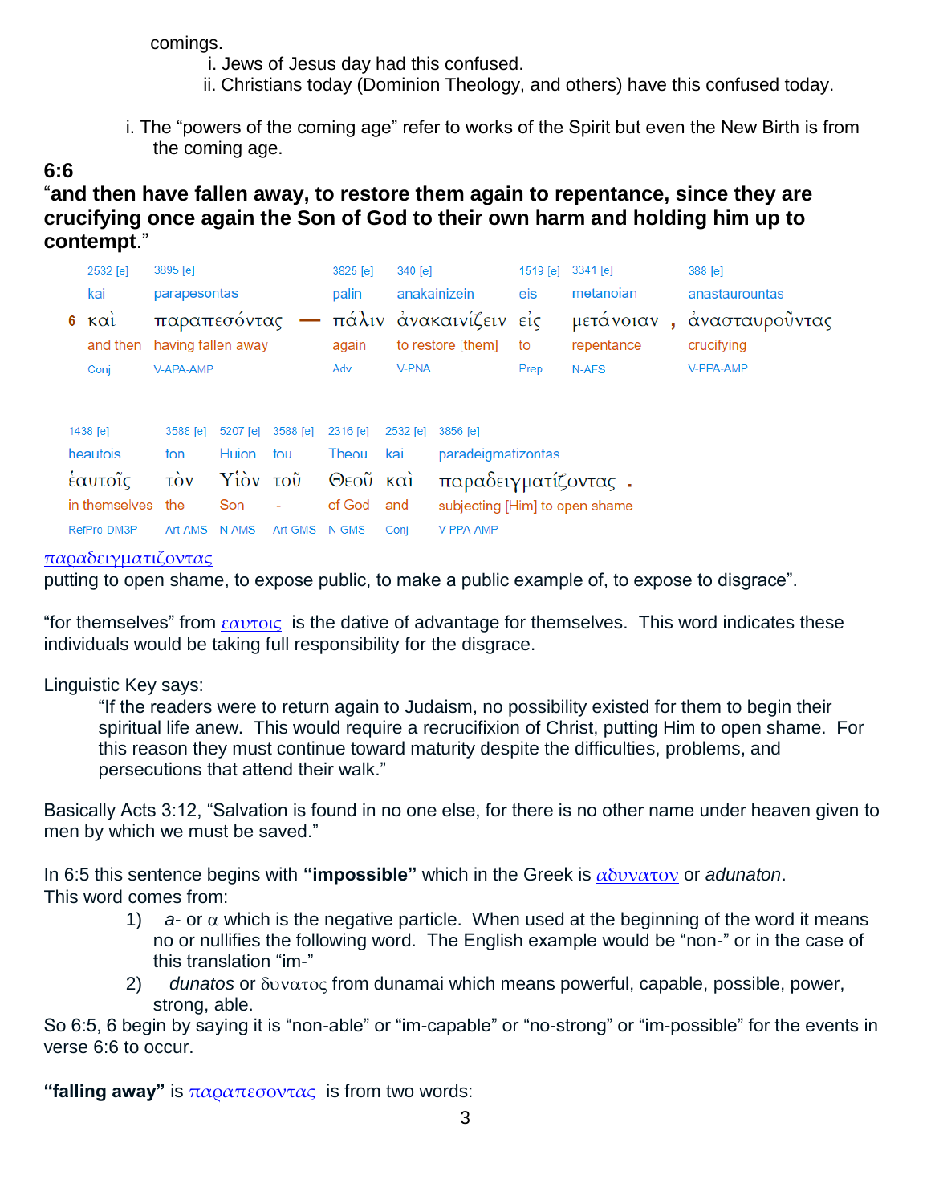comings.

i. Jews of Jesus day had this confused.
ii. Christians today (Dominion Theology, and others) have this confused today.

i. The “powers of the coming age” refer to works of the Spirit but even the New Birth is from the coming age.

**6:6**

**“and then have fallen away, to restore them again to repentance, since they are crucifying once again the Son of God to their own harm and holding him up to contempt.”**

| | 2532 [e] | 3895 [e] | | 3825 [e] | 340 [e] | 1519 [e] | 3341 [e] | | 388 [e] |
|---|---|---|---|---|---|---|---|---|---|
| | kai | parapesontas | | palin | anakainizein | eis | metanoian | | anastaurountas |
| 6 | καὶ | παραπεσόντας | — | πάλιν | ἀνακαινίζειν | εἰς | μετάνοιαν | , | ἀνασταυροῦντας |
| | and then | having fallen away | | again | to restore [them] | to | repentance | | crucifying |
| | Conj | V-APA-AMP | | Adv | V-PNA | Prep | N-AFS | | V-PPA-AMP |

| 1438 [e] | 3588 [e] | 5207 [e] | 3588 [e] | 2316 [e] | 2532 [e] | 3856 [e] | |
|---|---|---|---|---|---|---|---|
| heautois | ton | Huion | tou | Theou | kai | paradeigmatizontas | |
| ἑαυτοῖς | τὸν | Υἱὸν | τοῦ | Θεοῦ | καὶ | παραδειγματίζοντας | . |
| in themselves | the | Son | - | of God | and | subjecting [Him] to open shame | |
| RefPro-DM3P | Art-AMS | N-AMS | Art-GMS | N-GMS | Conj | V-PPA-AMP | |

παραδειγματιζοντας
putting to open shame, to expose public, to make a public example of, to expose to disgrace”.

“for themselves” from εαυτοις is the dative of advantage for themselves. This word indicates these individuals would be taking full responsibility for the disgrace.

Linguistic Key says:

> “If the readers were to return again to Judaism, no possibility existed for them to begin their spiritual life anew. This would require a recrucifixion of Christ, putting Him to open shame. For this reason they must continue toward maturity despite the difficulties, problems, and persecutions that attend their walk.”

Basically Acts 3:12, “Salvation is found in no one else, for there is no other name under heaven given to men by which we must be saved.”

In 6:5 this sentence begins with **“impossible”** which in the Greek is αδυνατον or *adunaton*.
This word comes from:

1) *a-* or α which is the negative particle. When used at the beginning of the word it means no or nullifies the following word. The English example would be “non-” or in the case of this translation “im-”
2) *dunatos* or δυνατος from dunamai which means powerful, capable, possible, power, strong, able.

So 6:5, 6 begin by saying it is “non-able” or “im-capable” or “no-strong” or “im-possible” for the events in verse 6:6 to occur.

**“falling away”** is παραπεσοντας is from two words: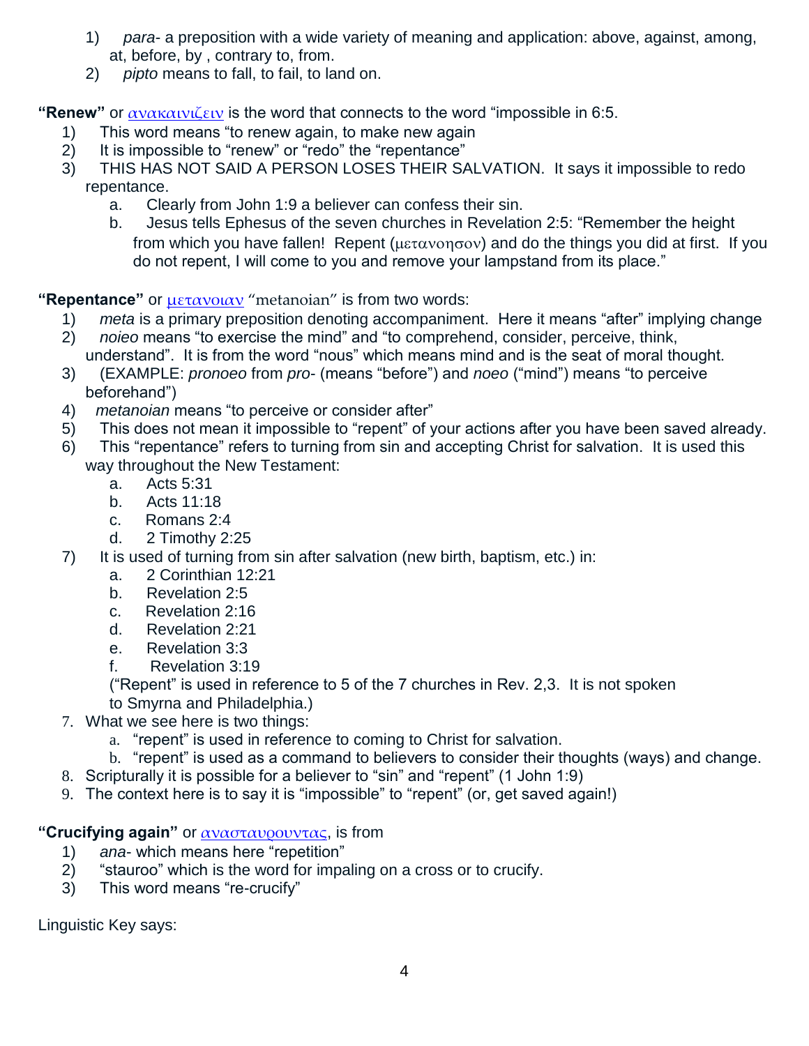1) *para-* a preposition with a wide variety of meaning and application: above, against, among, at, before, by , contrary to, from.
2) *pipto* means to fall, to fail, to land on.

**"Renew"** or ανακαινιζειν is the word that connects to the word "impossible in 6:5.

1) This word means "to renew again, to make new again
2) It is impossible to "renew" or "redo" the "repentance"
3) THIS HAS NOT SAID A PERSON LOSES THEIR SALVATION. It says it impossible to redo repentance.
   a. Clearly from John 1:9 a believer can confess their sin.
   b. Jesus tells Ephesus of the seven churches in Revelation 2:5: "Remember the height from which you have fallen! Repent (μετανοησον) and do the things you did at first. If you do not repent, I will come to you and remove your lampstand from its place."

**"Repentance"** or μετανοιαν "metanoian" is from two words:

1) *meta* is a primary preposition denoting accompaniment. Here it means "after" implying change
2) *noieo* means "to exercise the mind" and "to comprehend, consider, perceive, think, understand". It is from the word "nous" which means mind and is the seat of moral thought.
3) (EXAMPLE: *pronoeo* from *pro-* (means "before") and *noeo* ("mind") means "to perceive beforehand")
4) *metanoian* means "to perceive or consider after"
5) This does not mean it impossible to "repent" of your actions after you have been saved already.
6) This "repentance" refers to turning from sin and accepting Christ for salvation. It is used this way throughout the New Testament:
   a. Acts 5:31
   b. Acts 11:18
   c. Romans 2:4
   d. 2 Timothy 2:25
7) It is used of turning from sin after salvation (new birth, baptism, etc.) in:
   a. 2 Corinthian 12:21
   b. Revelation 2:5
   c. Revelation 2:16
   d. Revelation 2:21
   e. Revelation 3:3
   f. Revelation 3:19

   ("Repent" is used in reference to 5 of the 7 churches in Rev. 2,3. It is not spoken to Smyrna and Philadelphia.)
7. What we see here is two things:
   a. "repent" is used in reference to coming to Christ for salvation.
   b. "repent" is used as a command to believers to consider their thoughts (ways) and change.
8. Scripturally it is possible for a believer to "sin" and "repent" (1 John 1:9)
9. The context here is to say it is "impossible" to "repent" (or, get saved again!)

**"Crucifying again"** or ανασταυρουντας, is from

1) *ana-* which means here "repetition"
2) "stauroo" which is the word for impaling on a cross or to crucify.
3) This word means "re-crucify"

Linguistic Key says: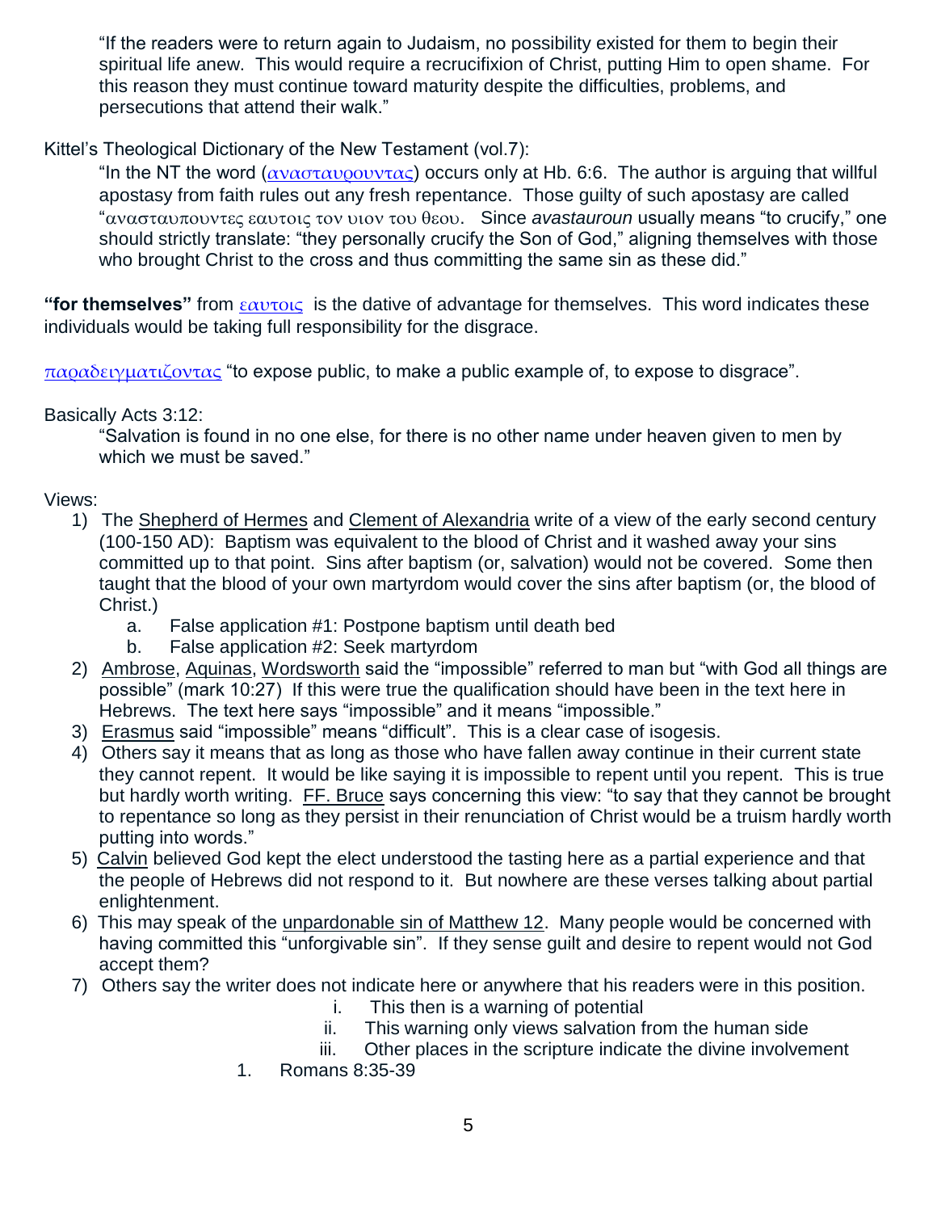"If the readers were to return again to Judaism, no possibility existed for them to begin their spiritual life anew. This would require a recrucifixion of Christ, putting Him to open shame. For this reason they must continue toward maturity despite the difficulties, problems, and persecutions that attend their walk."

Kittel's Theological Dictionary of the New Testament (vol.7):

"In the NT the word (ανασταυρουντας) occurs only at Hb. 6:6. The author is arguing that willful apostasy from faith rules out any fresh repentance. Those guilty of such apostasy are called "ανασταυπουντες εαυτοις τον υιον του θεου. Since *avastauroun* usually means "to crucify," one should strictly translate: "they personally crucify the Son of God," aligning themselves with those who brought Christ to the cross and thus committing the same sin as these did."

**"for themselves"** from εαυτοις is the dative of advantage for themselves. This word indicates these individuals would be taking full responsibility for the disgrace.

παραδειγματιζοντας "to expose public, to make a public example of, to expose to disgrace".

Basically Acts 3:12:

"Salvation is found in no one else, for there is no other name under heaven given to men by which we must be saved."

Views:

1) The Shepherd of Hermes and Clement of Alexandria write of a view of the early second century (100-150 AD): Baptism was equivalent to the blood of Christ and it washed away your sins committed up to that point. Sins after baptism (or, salvation) would not be covered. Some then taught that the blood of your own martyrdom would cover the sins after baptism (or, the blood of Christ.)
   a. False application #1: Postpone baptism until death bed
   b. False application #2: Seek martyrdom
2) Ambrose, Aquinas, Wordsworth said the "impossible" referred to man but "with God all things are possible" (mark 10:27) If this were true the qualification should have been in the text here in Hebrews. The text here says "impossible" and it means "impossible."
3) Erasmus said "impossible" means "difficult". This is a clear case of isogesis.
4) Others say it means that as long as those who have fallen away continue in their current state they cannot repent. It would be like saying it is impossible to repent until you repent. This is true but hardly worth writing. FF. Bruce says concerning this view: "to say that they cannot be brought to repentance so long as they persist in their renunciation of Christ would be a truism hardly worth putting into words."
5) Calvin believed God kept the elect understood the tasting here as a partial experience and that the people of Hebrews did not respond to it. But nowhere are these verses talking about partial enlightenment.
6) This may speak of the unpardonable sin of Matthew 12. Many people would be concerned with having committed this "unforgivable sin". If they sense guilt and desire to repent would not God accept them?
7) Others say the writer does not indicate here or anywhere that his readers were in this position.
   i. This then is a warning of potential
   ii. This warning only views salvation from the human side
   iii. Other places in the scripture indicate the divine involvement
      1. Romans 8:35-39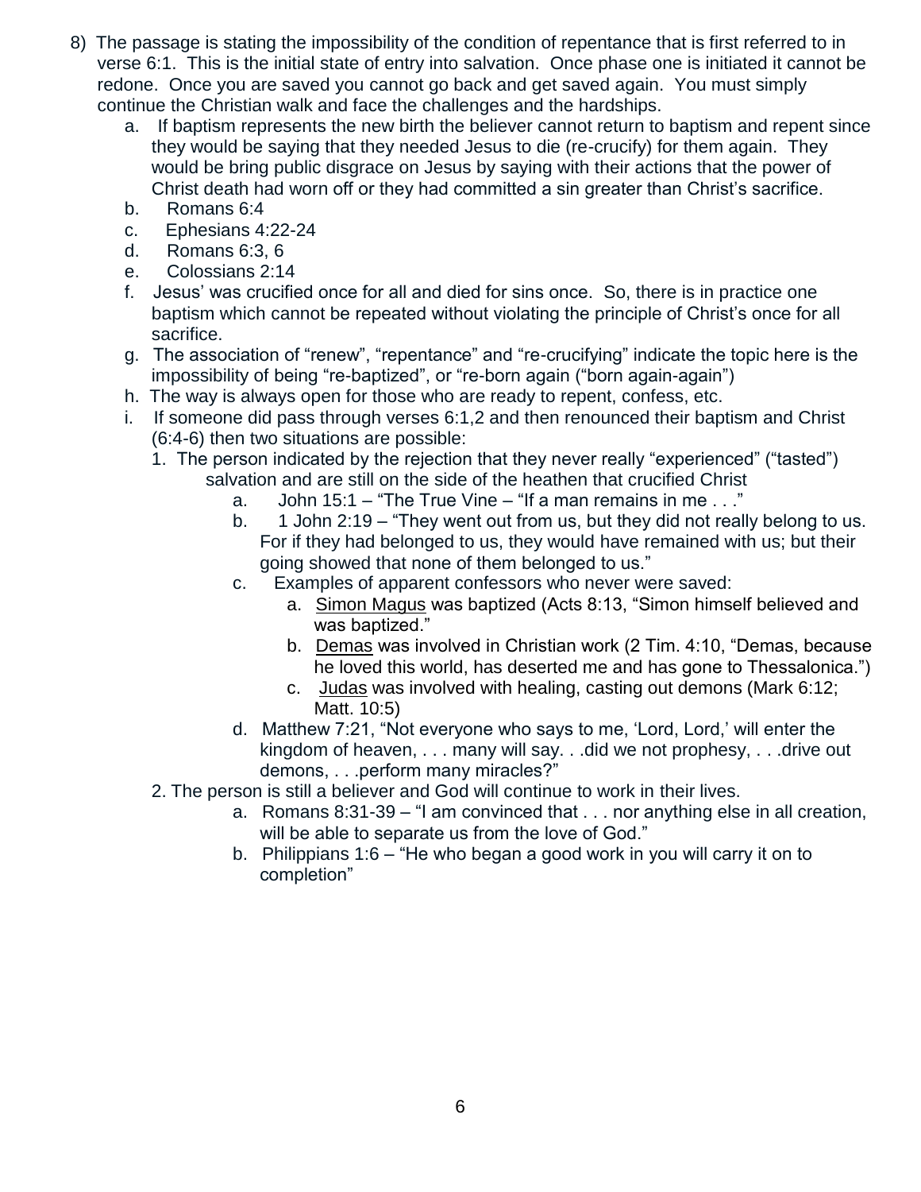8) The passage is stating the impossibility of the condition of repentance that is first referred to in verse 6:1. This is the initial state of entry into salvation. Once phase one is initiated it cannot be redone. Once you are saved you cannot go back and get saved again. You must simply continue the Christian walk and face the challenges and the hardships.

   a. If baptism represents the new birth the believer cannot return to baptism and repent since they would be saying that they needed Jesus to die (re-crucify) for them again. They would be bring public disgrace on Jesus by saying with their actions that the power of Christ death had worn off or they had committed a sin greater than Christ's sacrifice.
   b. Romans 6:4
   c. Ephesians 4:22-24
   d. Romans 6:3, 6
   e. Colossians 2:14
   f. Jesus' was crucified once for all and died for sins once. So, there is in practice one baptism which cannot be repeated without violating the principle of Christ's once for all sacrifice.
   g. The association of "renew", "repentance" and "re-crucifying" indicate the topic here is the impossibility of being "re-baptized", or "re-born again ("born again-again")
   h. The way is always open for those who are ready to repent, confess, etc.
   i. If someone did pass through verses 6:1,2 and then renounced their baptism and Christ (6:4-6) then two situations are possible:
      1. The person indicated by the rejection that they never really "experienced" ("tasted") salvation and are still on the side of the heathen that crucified Christ
         a. John 15:1 – "The True Vine – "If a man remains in me . . ."
         b. 1 John 2:19 – "They went out from us, but they did not really belong to us. For if they had belonged to us, they would have remained with us; but their going showed that none of them belonged to us."
         c. Examples of apparent confessors who never were saved:
            a. <u>Simon Magus</u> was baptized (Acts 8:13, "Simon himself believed and was baptized."
            b. <u>Demas</u> was involved in Christian work (2 Tim. 4:10, "Demas, because he loved this world, has deserted me and has gone to Thessalonica.")
            c. <u>Judas</u> was involved with healing, casting out demons (Mark 6:12; Matt. 10:5)
         d. Matthew 7:21, "Not everyone who says to me, 'Lord, Lord,' will enter the kingdom of heaven, . . . many will say. . .did we not prophesy, . . .drive out demons, . . .perform many miracles?"
      2. The person is still a believer and God will continue to work in their lives.
         a. Romans 8:31-39 – "I am convinced that . . . nor anything else in all creation, will be able to separate us from the love of God."
         b. Philippians 1:6 – "He who began a good work in you will carry it on to completion"